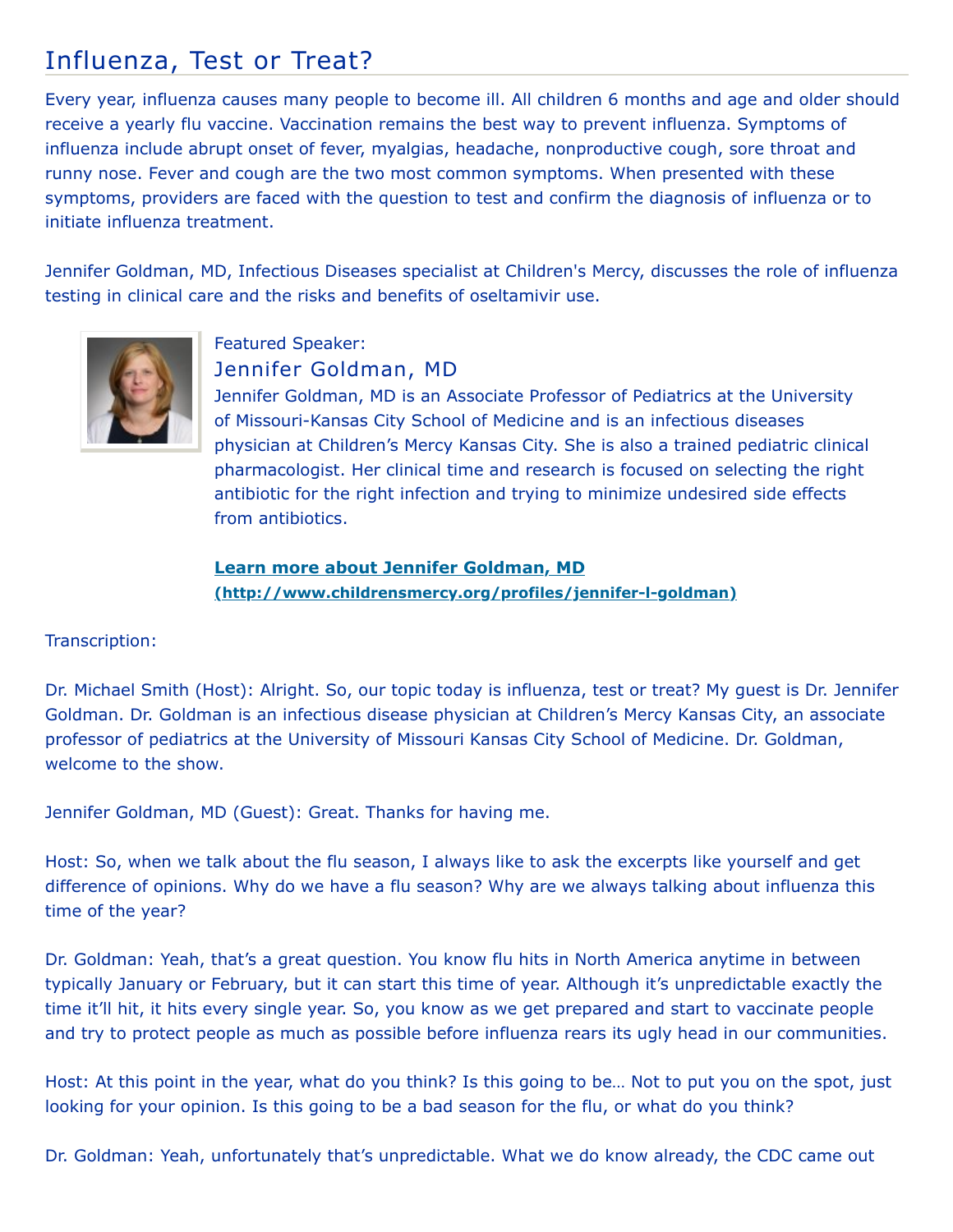# Influenza, Test or Treat?

Every year, influenza causes many people to become ill. All children 6 months and age and older should receive a yearly flu vaccine. Vaccination remains the best way to prevent influenza. Symptoms of influenza include abrupt onset of fever, myalgias, headache, nonproductive cough, sore throat and runny nose. Fever and cough are the two most common symptoms. When presented with these symptoms, providers are faced with the question to test and confirm the diagnosis of influenza or to initiate influenza treatment.

Jennifer Goldman, MD, Infectious Diseases specialist at Children's Mercy, discusses the role of influenza testing in clinical care and the risks and benefits of oseltamivir use.

Featured Speaker:

## Jennifer Goldman, MD

Jennifer Goldman, MD is an Associate Professor of Pediatrics at the University of Missouri-Kansas City School of Medicine and is an infectious diseases physician at Children's Mercy Kansas City. She is also a trained pediatric clinical pharmacologist. Her clinical time and research is focused on selecting the right antibiotic for the right infection and trying to minimize undesired side effects from antibiotics.

**[Learn more about Jennifer Goldman, MD (http://www.childrensmercy.org/profiles/jennifer-l-goldman)](http://www.childrensmercy.org/profiles/jennifer-l-goldman)**

Transcription:

Dr. Michael Smith (Host): Alright. So, our topic today is influenza, test or treat? My guest is Dr. Jennifer Goldman. Dr. Goldman is an infectious disease physician at Children's Mercy Kansas City, an associate professor of pediatrics at the University of Missouri Kansas City School of Medicine. Dr. Goldman, welcome to the show.

Jennifer Goldman, MD (Guest): Great. Thanks for having me.

Host: So, when we talk about the flu season, I always like to ask the excerpts like yourself and get difference of opinions. Why do we have a flu season? Why are we always talking about influenza this time of the year?

Dr. Goldman: Yeah, that's a great question. You know flu hits in North America anytime in between typically January or February, but it can start this time of year. Although it's unpredictable exactly the time it'll hit, it hits every single year. So, you know as we get prepared and start to vaccinate people and try to protect people as much as possible before influenza rears its ugly head in our communities.

Host: At this point in the year, what do you think? Is this going to be… Not to put you on the spot, just looking for your opinion. Is this going to be a bad season for the flu, or what do you think?

Dr. Goldman: Yeah, unfortunately that's unpredictable. What we do know already, the CDC came out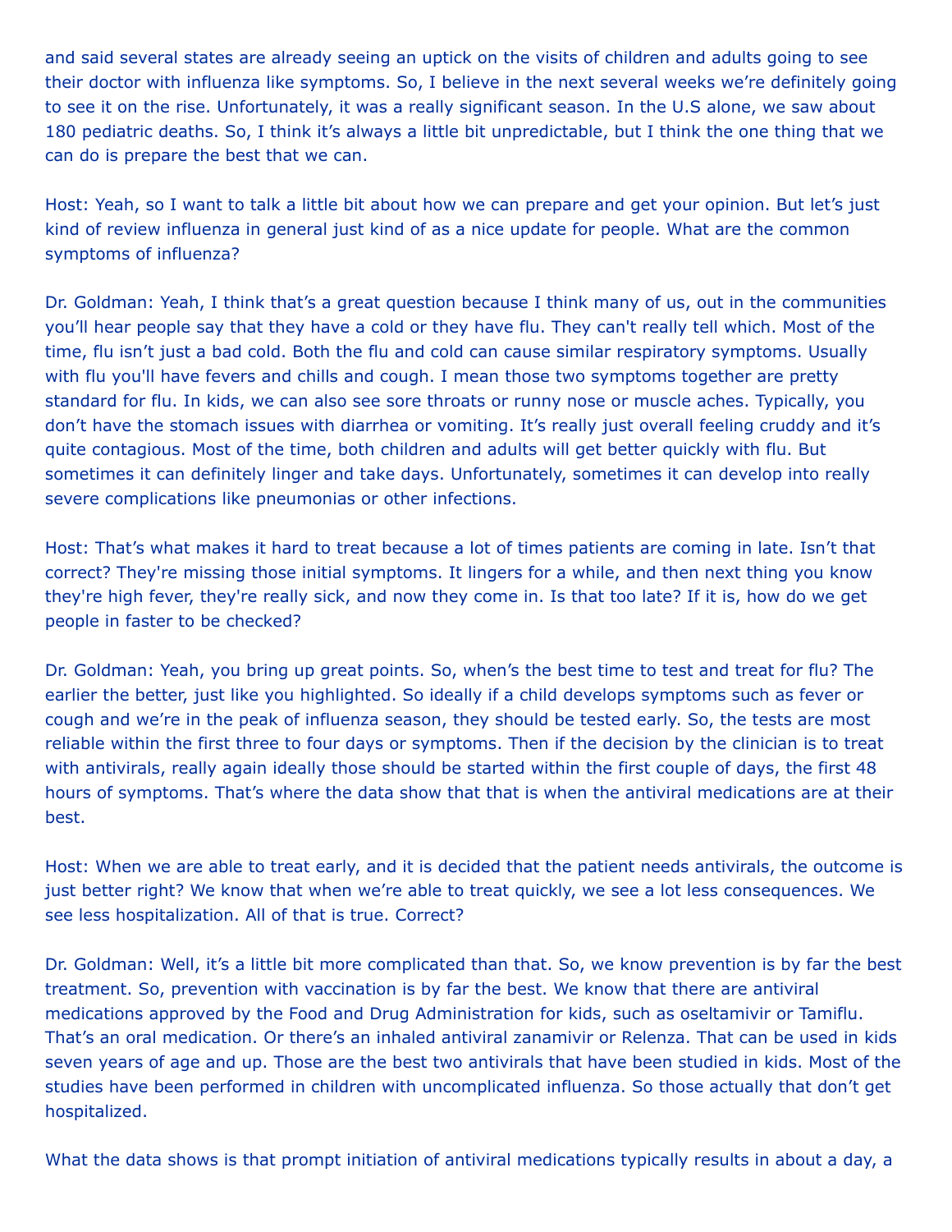and said several states are already seeing an uptick on the visits of children and adults going to see their doctor with influenza like symptoms. So, I believe in the next several weeks we're definitely going to see it on the rise. Unfortunately, it was a really significant season. In the U.S alone, we saw about 180 pediatric deaths. So, I think it's always a little bit unpredictable, but I think the one thing that we can do is prepare the best that we can.

Host: Yeah, so I want to talk a little bit about how we can prepare and get your opinion. But let's just kind of review influenza in general just kind of as a nice update for people. What are the common symptoms of influenza?

Dr. Goldman: Yeah, I think that's a great question because I think many of us, out in the communities you'll hear people say that they have a cold or they have flu. They can't really tell which. Most of the time, flu isn't just a bad cold. Both the flu and cold can cause similar respiratory symptoms. Usually with flu you'll have fevers and chills and cough. I mean those two symptoms together are pretty standard for flu. In kids, we can also see sore throats or runny nose or muscle aches. Typically, you don't have the stomach issues with diarrhea or vomiting. It's really just overall feeling cruddy and it's quite contagious. Most of the time, both children and adults will get better quickly with flu. But sometimes it can definitely linger and take days. Unfortunately, sometimes it can develop into really severe complications like pneumonias or other infections.

Host: That's what makes it hard to treat because a lot of times patients are coming in late. Isn't that correct? They're missing those initial symptoms. It lingers for a while, and then next thing you know they're high fever, they're really sick, and now they come in. Is that too late? If it is, how do we get people in faster to be checked?

Dr. Goldman: Yeah, you bring up great points. So, when's the best time to test and treat for flu? The earlier the better, just like you highlighted. So ideally if a child develops symptoms such as fever or cough and we're in the peak of influenza season, they should be tested early. So, the tests are most reliable within the first three to four days or symptoms. Then if the decision by the clinician is to treat with antivirals, really again ideally those should be started within the first couple of days, the first 48 hours of symptoms. That's where the data show that that is when the antiviral medications are at their best.

Host: When we are able to treat early, and it is decided that the patient needs antivirals, the outcome is just better right? We know that when we're able to treat quickly, we see a lot less consequences. We see less hospitalization. All of that is true. Correct?

Dr. Goldman: Well, it's a little bit more complicated than that. So, we know prevention is by far the best treatment. So, prevention with vaccination is by far the best. We know that there are antiviral medications approved by the Food and Drug Administration for kids, such as oseltamivir or Tamiflu. That's an oral medication. Or there's an inhaled antiviral zanamivir or Relenza. That can be used in kids seven years of age and up. Those are the best two antivirals that have been studied in kids. Most of the studies have been performed in children with uncomplicated influenza. So those actually that don't get hospitalized.

What the data shows is that prompt initiation of antiviral medications typically results in about a day, a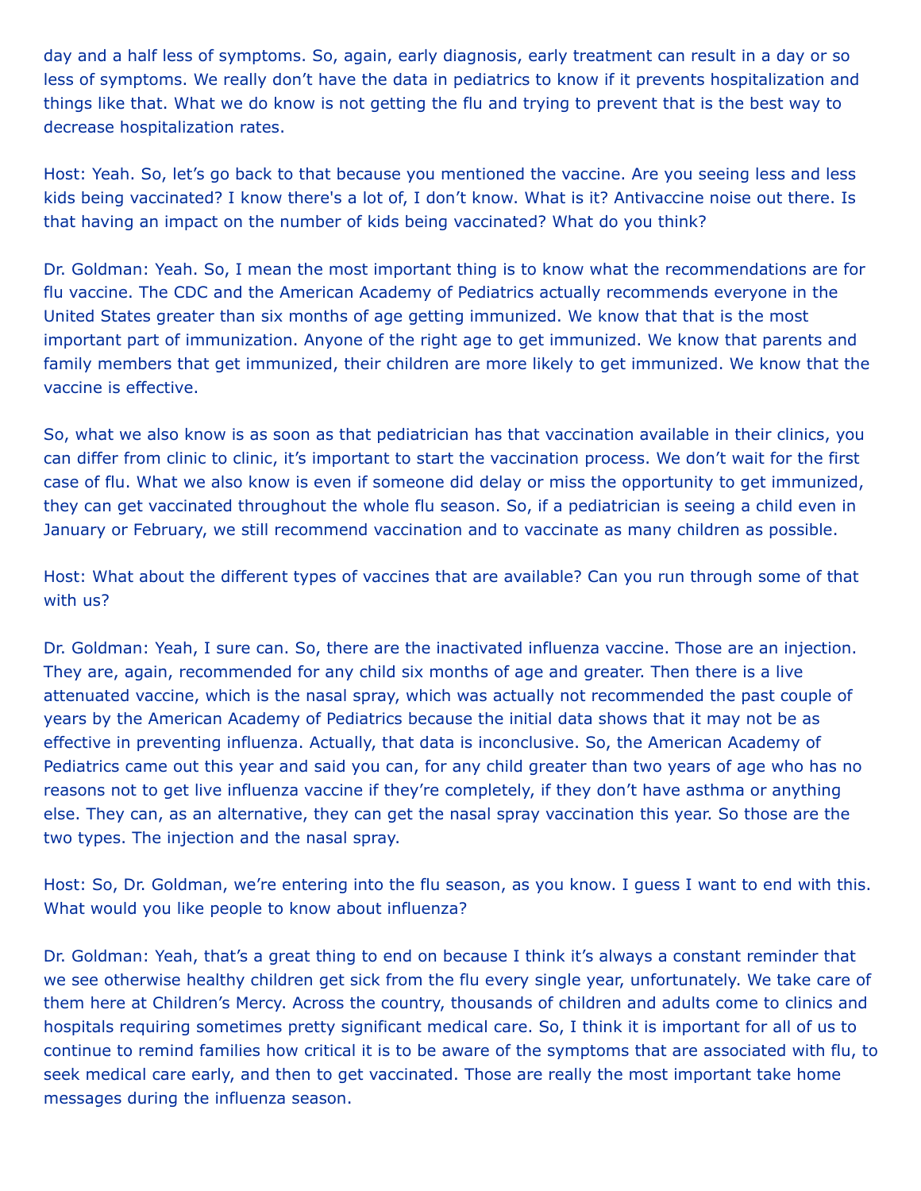day and a half less of symptoms. So, again, early diagnosis, early treatment can result in a day or so less of symptoms. We really don't have the data in pediatrics to know if it prevents hospitalization and things like that. What we do know is not getting the flu and trying to prevent that is the best way to decrease hospitalization rates.

Host: Yeah. So, let's go back to that because you mentioned the vaccine. Are you seeing less and less kids being vaccinated? I know there's a lot of, I don't know. What is it? Antivaccine noise out there. Is that having an impact on the number of kids being vaccinated? What do you think?

Dr. Goldman: Yeah. So, I mean the most important thing is to know what the recommendations are for flu vaccine. The CDC and the American Academy of Pediatrics actually recommends everyone in the United States greater than six months of age getting immunized. We know that that is the most important part of immunization. Anyone of the right age to get immunized. We know that parents and family members that get immunized, their children are more likely to get immunized. We know that the vaccine is effective.

So, what we also know is as soon as that pediatrician has that vaccination available in their clinics, you can differ from clinic to clinic, it's important to start the vaccination process. We don't wait for the first case of flu. What we also know is even if someone did delay or miss the opportunity to get immunized, they can get vaccinated throughout the whole flu season. So, if a pediatrician is seeing a child even in January or February, we still recommend vaccination and to vaccinate as many children as possible.

Host: What about the different types of vaccines that are available? Can you run through some of that with us?

Dr. Goldman: Yeah, I sure can. So, there are the inactivated influenza vaccine. Those are an injection. They are, again, recommended for any child six months of age and greater. Then there is a live attenuated vaccine, which is the nasal spray, which was actually not recommended the past couple of years by the American Academy of Pediatrics because the initial data shows that it may not be as effective in preventing influenza. Actually, that data is inconclusive. So, the American Academy of Pediatrics came out this year and said you can, for any child greater than two years of age who has no reasons not to get live influenza vaccine if they're completely, if they don't have asthma or anything else. They can, as an alternative, they can get the nasal spray vaccination this year. So those are the two types. The injection and the nasal spray.

Host: So, Dr. Goldman, we're entering into the flu season, as you know. I guess I want to end with this. What would you like people to know about influenza?

Dr. Goldman: Yeah, that's a great thing to end on because I think it's always a constant reminder that we see otherwise healthy children get sick from the flu every single year, unfortunately. We take care of them here at Children's Mercy. Across the country, thousands of children and adults come to clinics and hospitals requiring sometimes pretty significant medical care. So, I think it is important for all of us to continue to remind families how critical it is to be aware of the symptoms that are associated with flu, to seek medical care early, and then to get vaccinated. Those are really the most important take home messages during the influenza season.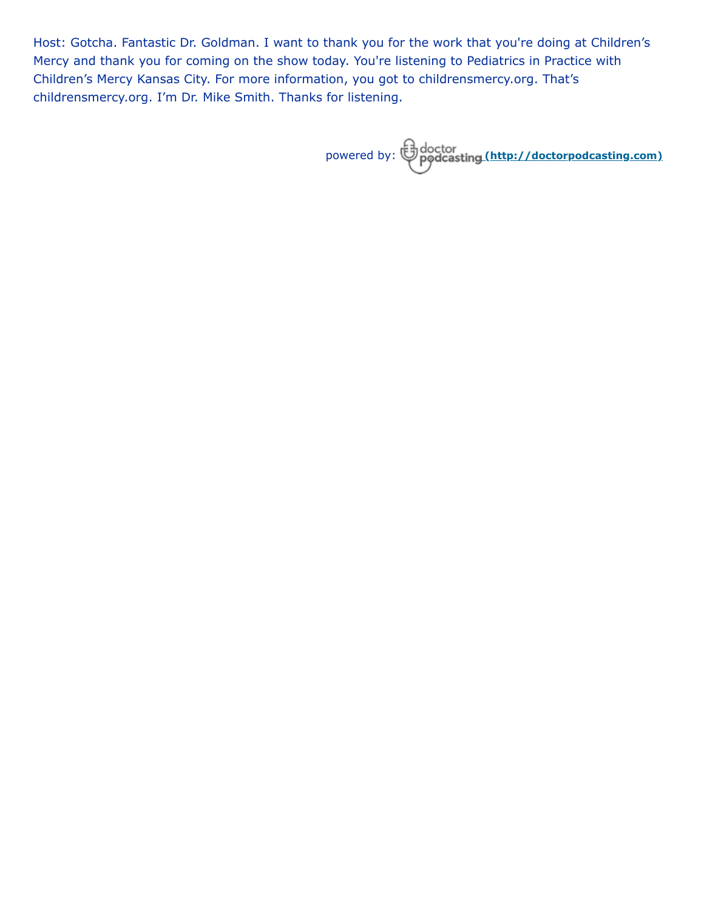Host: Gotcha. Fantastic Dr. Goldman. I want to thank you for the work that you're doing at Children's Mercy and thank you for coming on the show today. You're listening to Pediatrics in Practice with Children's Mercy Kansas City. For more information, you got to childrensmercy.org. That's childrensmercy.org. I'm Dr. Mike Smith. Thanks for listening.

powered by: doctor podcasting (http://doctorpodcasting.com)